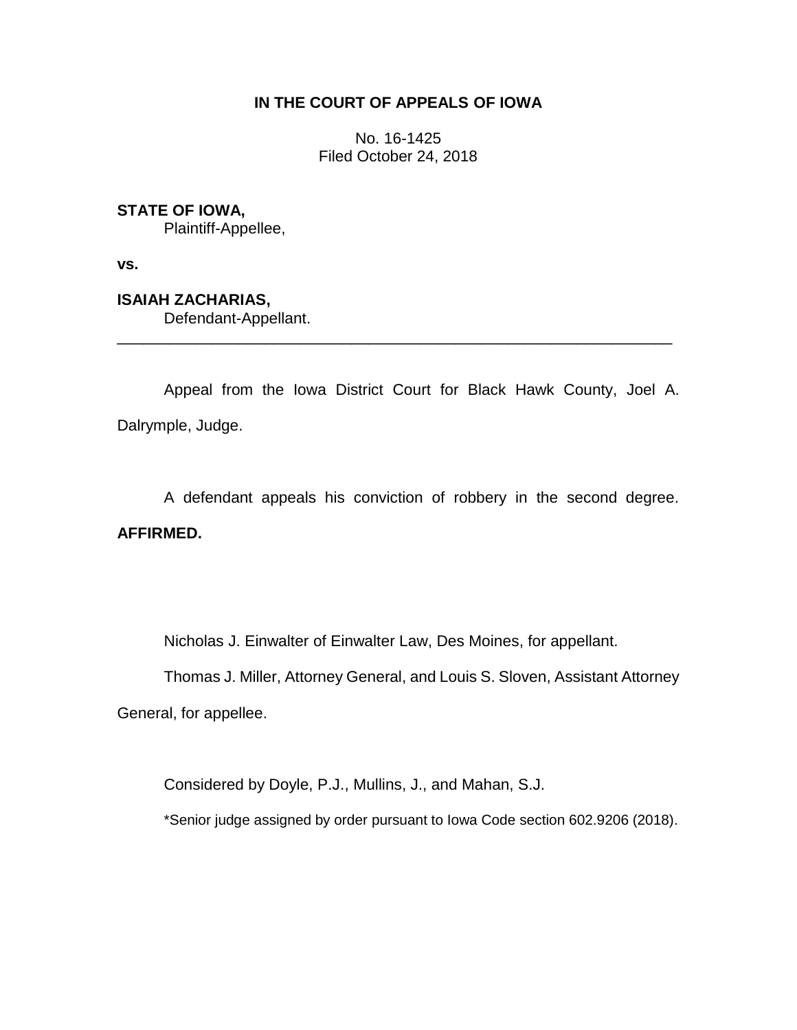**IN THE COURT OF APPEALS OF IOWA**

No. 16-1425
Filed October 24, 2018

**STATE OF IOWA,**
Plaintiff-Appellee,

**vs.**

**ISAIAH ZACHARIAS,**
Defendant-Appellant.

---

Appeal from the Iowa District Court for Black Hawk County, Joel A. Dalrymple, Judge.

A defendant appeals his conviction of robbery in the second degree. **AFFIRMED.**

Nicholas J. Einwalter of Einwalter Law, Des Moines, for appellant.

Thomas J. Miller, Attorney General, and Louis S. Sloven, Assistant Attorney General, for appellee.

Considered by Doyle, P.J., Mullins, J., and Mahan, S.J.

\*Senior judge assigned by order pursuant to Iowa Code section 602.9206 (2018).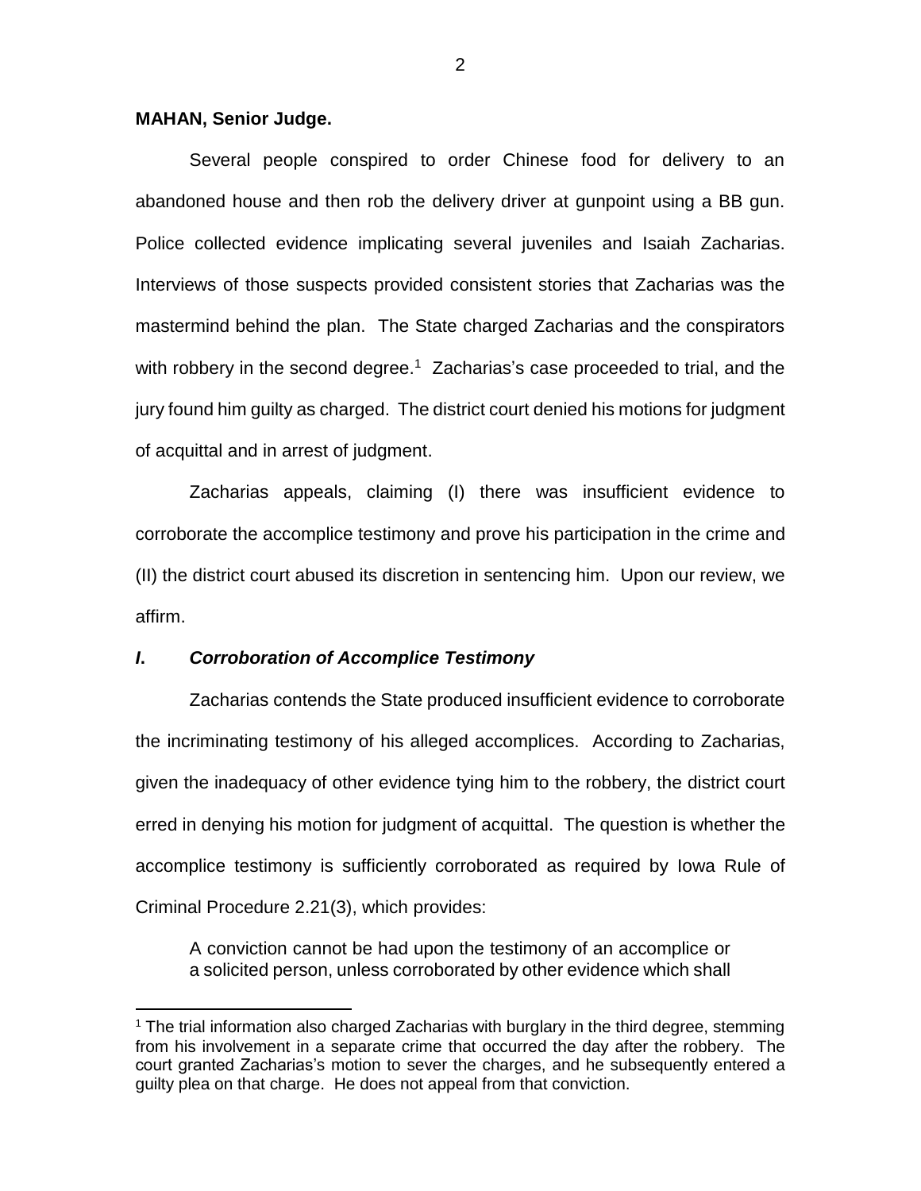**MAHAN, Senior Judge.**

Several people conspired to order Chinese food for delivery to an abandoned house and then rob the delivery driver at gunpoint using a BB gun. Police collected evidence implicating several juveniles and Isaiah Zacharias. Interviews of those suspects provided consistent stories that Zacharias was the mastermind behind the plan. The State charged Zacharias and the conspirators with robbery in the second degree.[1] Zacharias's case proceeded to trial, and the jury found him guilty as charged. The district court denied his motions for judgment of acquittal and in arrest of judgment.

Zacharias appeals, claiming (I) there was insufficient evidence to corroborate the accomplice testimony and prove his participation in the crime and (II) the district court abused its discretion in sentencing him. Upon our review, we affirm.

### ***I. Corroboration of Accomplice Testimony***

Zacharias contends the State produced insufficient evidence to corroborate the incriminating testimony of his alleged accomplices. According to Zacharias, given the inadequacy of other evidence tying him to the robbery, the district court erred in denying his motion for judgment of acquittal. The question is whether the accomplice testimony is sufficiently corroborated as required by Iowa Rule of Criminal Procedure 2.21(3), which provides:

> A conviction cannot be had upon the testimony of an accomplice or a solicited person, unless corroborated by other evidence which shall

[1] The trial information also charged Zacharias with burglary in the third degree, stemming from his involvement in a separate crime that occurred the day after the robbery. The court granted Zacharias's motion to sever the charges, and he subsequently entered a guilty plea on that charge. He does not appeal from that conviction.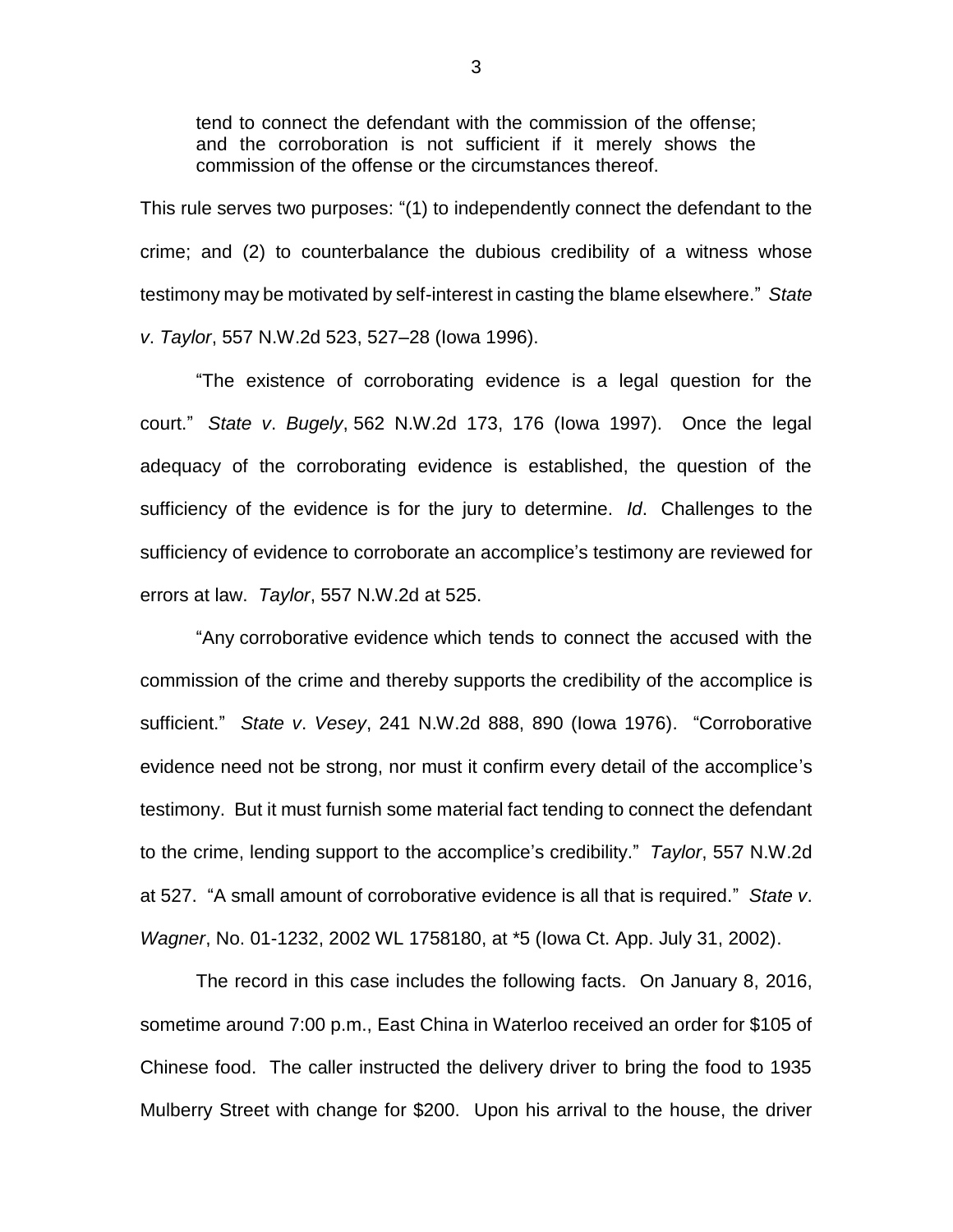> tend to connect the defendant with the commission of the offense; and the corroboration is not sufficient if it merely shows the commission of the offense or the circumstances thereof.

This rule serves two purposes: "(1) to independently connect the defendant to the crime; and (2) to counterbalance the dubious credibility of a witness whose testimony may be motivated by self-interest in casting the blame elsewhere." *State v. Taylor*, 557 N.W.2d 523, 527–28 (Iowa 1996).

"The existence of corroborating evidence is a legal question for the court." *State v. Bugely*, 562 N.W.2d 173, 176 (Iowa 1997). Once the legal adequacy of the corroborating evidence is established, the question of the sufficiency of the evidence is for the jury to determine. *Id*. Challenges to the sufficiency of evidence to corroborate an accomplice's testimony are reviewed for errors at law. *Taylor*, 557 N.W.2d at 525.

"Any corroborative evidence which tends to connect the accused with the commission of the crime and thereby supports the credibility of the accomplice is sufficient." *State v. Vesey*, 241 N.W.2d 888, 890 (Iowa 1976). "Corroborative evidence need not be strong, nor must it confirm every detail of the accomplice's testimony. But it must furnish some material fact tending to connect the defendant to the crime, lending support to the accomplice's credibility." *Taylor*, 557 N.W.2d at 527. "A small amount of corroborative evidence is all that is required." *State v. Wagner*, No. 01-1232, 2002 WL 1758180, at *5 (Iowa Ct. App. July 31, 2002).

The record in this case includes the following facts. On January 8, 2016, sometime around 7:00 p.m., East China in Waterloo received an order for $105 of Chinese food. The caller instructed the delivery driver to bring the food to 1935 Mulberry Street with change for $200. Upon his arrival to the house, the driver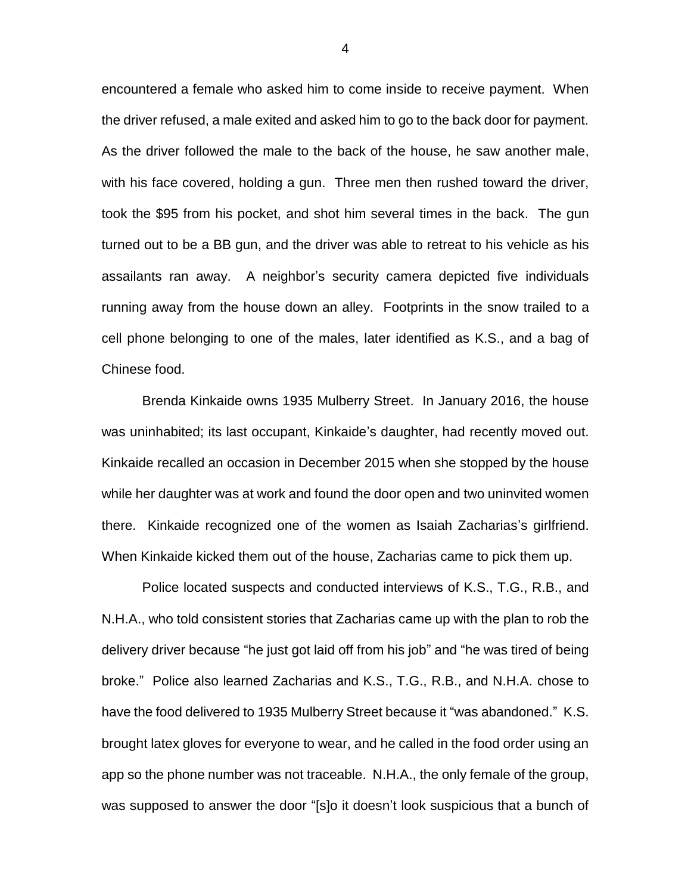encountered a female who asked him to come inside to receive payment. When the driver refused, a male exited and asked him to go to the back door for payment. As the driver followed the male to the back of the house, he saw another male, with his face covered, holding a gun. Three men then rushed toward the driver, took the $95 from his pocket, and shot him several times in the back. The gun turned out to be a BB gun, and the driver was able to retreat to his vehicle as his assailants ran away. A neighbor's security camera depicted five individuals running away from the house down an alley. Footprints in the snow trailed to a cell phone belonging to one of the males, later identified as K.S., and a bag of Chinese food.

Brenda Kinkaide owns 1935 Mulberry Street. In January 2016, the house was uninhabited; its last occupant, Kinkaide's daughter, had recently moved out. Kinkaide recalled an occasion in December 2015 when she stopped by the house while her daughter was at work and found the door open and two uninvited women there. Kinkaide recognized one of the women as Isaiah Zacharias's girlfriend. When Kinkaide kicked them out of the house, Zacharias came to pick them up.

Police located suspects and conducted interviews of K.S., T.G., R.B., and N.H.A., who told consistent stories that Zacharias came up with the plan to rob the delivery driver because "he just got laid off from his job" and "he was tired of being broke." Police also learned Zacharias and K.S., T.G., R.B., and N.H.A. chose to have the food delivered to 1935 Mulberry Street because it "was abandoned." K.S. brought latex gloves for everyone to wear, and he called in the food order using an app so the phone number was not traceable. N.H.A., the only female of the group, was supposed to answer the door "[s]o it doesn't look suspicious that a bunch of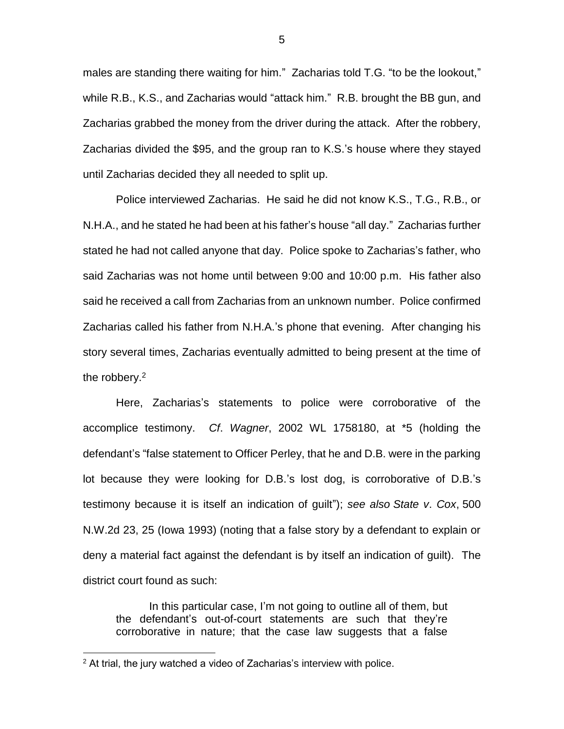males are standing there waiting for him." Zacharias told T.G. "to be the lookout," while R.B., K.S., and Zacharias would "attack him." R.B. brought the BB gun, and Zacharias grabbed the money from the driver during the attack. After the robbery, Zacharias divided the $95, and the group ran to K.S.'s house where they stayed until Zacharias decided they all needed to split up.

Police interviewed Zacharias. He said he did not know K.S., T.G., R.B., or N.H.A., and he stated he had been at his father's house "all day." Zacharias further stated he had not called anyone that day. Police spoke to Zacharias's father, who said Zacharias was not home until between 9:00 and 10:00 p.m. His father also said he received a call from Zacharias from an unknown number. Police confirmed Zacharias called his father from N.H.A.'s phone that evening. After changing his story several times, Zacharias eventually admitted to being present at the time of the robbery.[2]

Here, Zacharias's statements to police were corroborative of the accomplice testimony. *Cf*. *Wagner*, 2002 WL 1758180, at *5 (holding the defendant's "false statement to Officer Perley, that he and D.B. were in the parking lot because they were looking for D.B.'s lost dog, is corroborative of D.B.'s testimony because it is itself an indication of guilt"); *see also State v. Cox*, 500 N.W.2d 23, 25 (Iowa 1993) (noting that a false story by a defendant to explain or deny a material fact against the defendant is by itself an indication of guilt). The district court found as such:

> In this particular case, I'm not going to outline all of them, but the defendant's out-of-court statements are such that they're corroborative in nature; that the case law suggests that a false

[2] At trial, the jury watched a video of Zacharias's interview with police.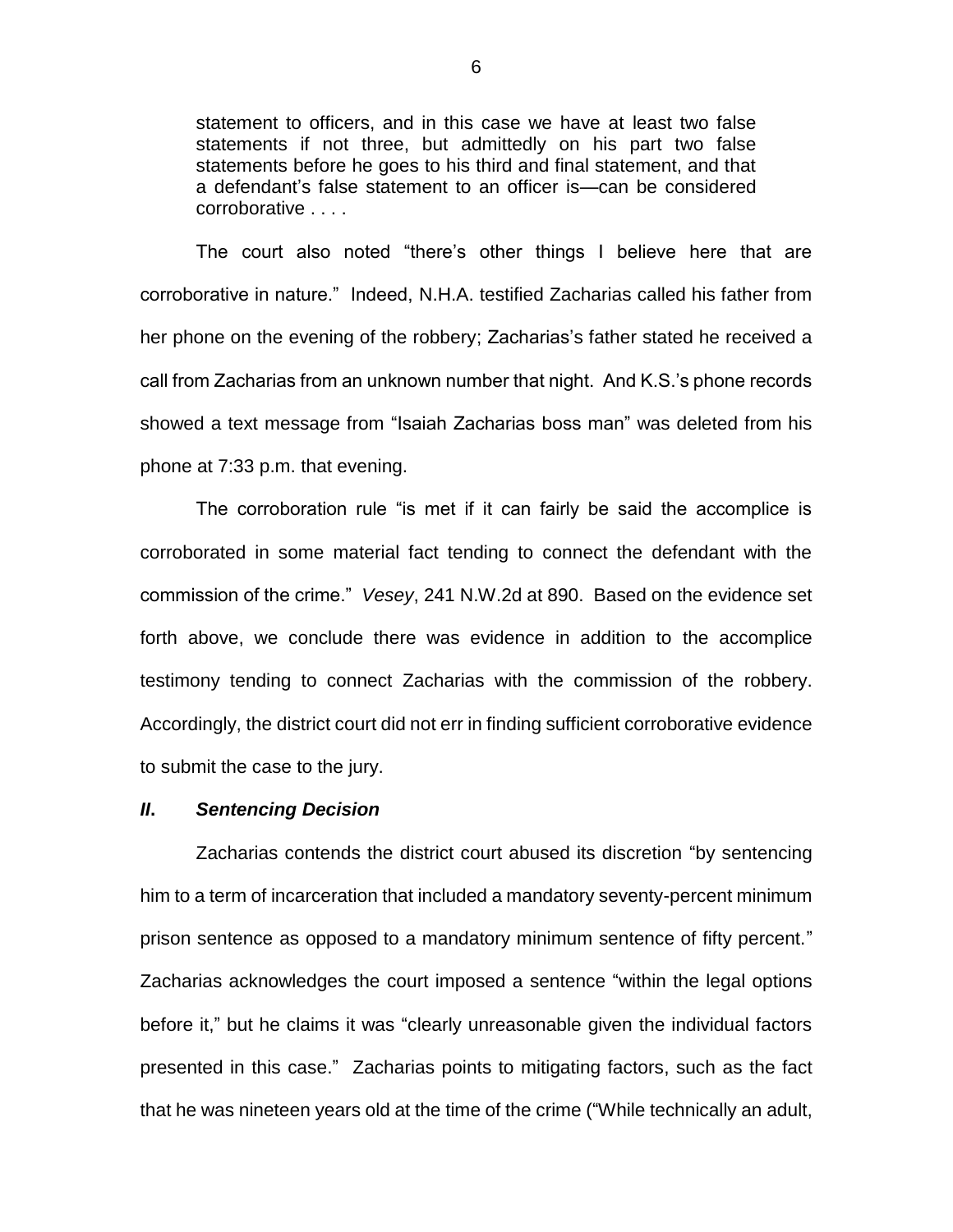> statement to officers, and in this case we have at least two false statements if not three, but admittedly on his part two false statements before he goes to his third and final statement, and that a defendant's false statement to an officer is—can be considered corroborative . . . .

The court also noted "there's other things I believe here that are corroborative in nature." Indeed, N.H.A. testified Zacharias called his father from her phone on the evening of the robbery; Zacharias's father stated he received a call from Zacharias from an unknown number that night. And K.S.'s phone records showed a text message from "Isaiah Zacharias boss man" was deleted from his phone at 7:33 p.m. that evening.

The corroboration rule "is met if it can fairly be said the accomplice is corroborated in some material fact tending to connect the defendant with the commission of the crime." *Vesey*, 241 N.W.2d at 890. Based on the evidence set forth above, we conclude there was evidence in addition to the accomplice testimony tending to connect Zacharias with the commission of the robbery. Accordingly, the district court did not err in finding sufficient corroborative evidence to submit the case to the jury.

### *II. Sentencing Decision*

Zacharias contends the district court abused its discretion "by sentencing him to a term of incarceration that included a mandatory seventy-percent minimum prison sentence as opposed to a mandatory minimum sentence of fifty percent." Zacharias acknowledges the court imposed a sentence "within the legal options before it," but he claims it was "clearly unreasonable given the individual factors presented in this case." Zacharias points to mitigating factors, such as the fact that he was nineteen years old at the time of the crime ("While technically an adult,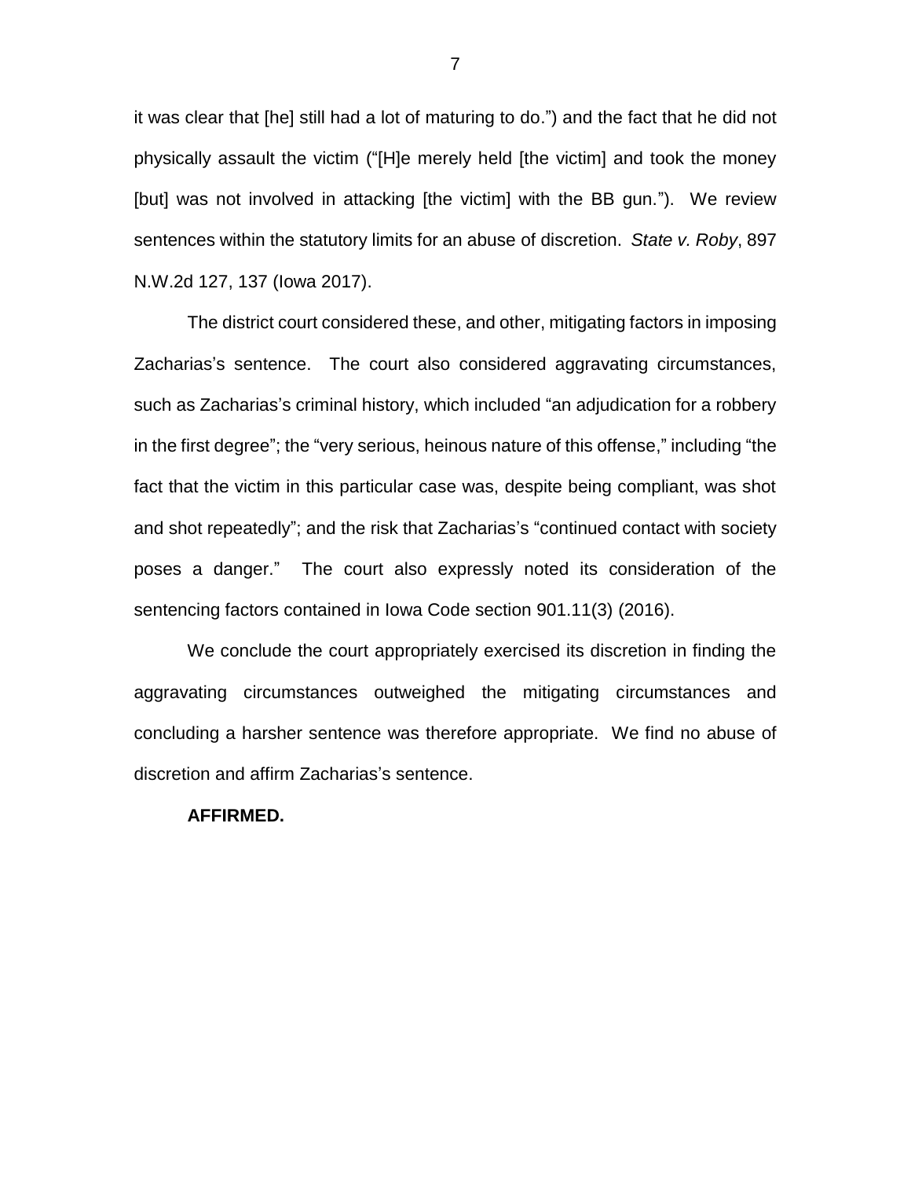it was clear that [he] still had a lot of maturing to do.") and the fact that he did not physically assault the victim ("[H]e merely held [the victim] and took the money [but] was not involved in attacking [the victim] with the BB gun."). We review sentences within the statutory limits for an abuse of discretion. *State v. Roby*, 897 N.W.2d 127, 137 (Iowa 2017).

The district court considered these, and other, mitigating factors in imposing Zacharias's sentence. The court also considered aggravating circumstances, such as Zacharias's criminal history, which included "an adjudication for a robbery in the first degree"; the "very serious, heinous nature of this offense," including "the fact that the victim in this particular case was, despite being compliant, was shot and shot repeatedly"; and the risk that Zacharias's "continued contact with society poses a danger." The court also expressly noted its consideration of the sentencing factors contained in Iowa Code section 901.11(3) (2016).

We conclude the court appropriately exercised its discretion in finding the aggravating circumstances outweighed the mitigating circumstances and concluding a harsher sentence was therefore appropriate. We find no abuse of discretion and affirm Zacharias's sentence.

**AFFIRMED.**